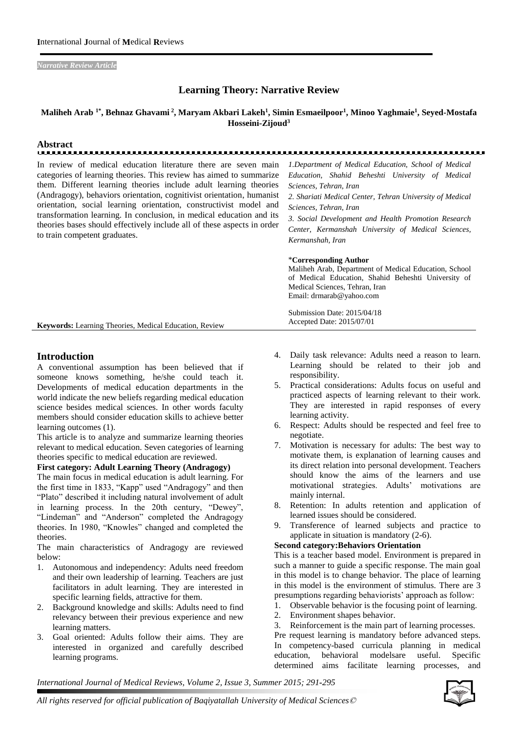*Narrative Review Article*

# Learning Theory: Narrative Review

**Maliheh Arab [1*], Behnaz Ghavami [2], Maryam Akbari Lakeh[1], Simin Esmaeilpoor[1], Minoo Yaghmaie[1], Seyed-Mostafa Hosseini-Zijoud[3]**

## Abstract

In review of medical education literature there are seven main categories of learning theories. This review has aimed to summarize them. Different learning theories include adult learning theories (Andragogy), behaviors orientation, cognitivist orientation, humanist orientation, social learning orientation, constructivist model and transformation learning. In conclusion, in medical education and its theories bases should effectively include all of these aspects in order to train competent graduates.

*1.Department of Medical Education, School of Medical Education, Shahid Beheshti University of Medical Sciences, Tehran, Iran*
*2. Shariati Medical Center, Tehran University of Medical Sciences, Tehran, Iran*
*3. Social Development and Health Promotion Research Center, Kermanshah University of Medical Sciences, Kermanshah, Iran*

*__Corresponding Author__
Maliheh Arab, Department of Medical Education, School of Medical Education, Shahid Beheshti University of Medical Sciences, Tehran, Iran
Email: drmarab@yahoo.com

Submission Date: 2015/04/18
Accepted Date: 2015/07/01

**Keywords:** Learning Theories, Medical Education, Review

## Introduction

A conventional assumption has been believed that if someone knows something, he/she could teach it. Developments of medical education departments in the world indicate the new beliefs regarding medical education science besides medical sciences. In other words faculty members should consider education skills to achieve better learning outcomes (1).

This article is to analyze and summarize learning theories relevant to medical education. Seven categories of learning theories specific to medical education are reviewed.

**First category: Adult Learning Theory (Andragogy)**

The main focus in medical education is adult learning. For the first time in 1833, "Kapp" used "Andragogy" and then "Plato" described it including natural involvement of adult in learning process. In the 20th century, "Dewey", "Lindeman" and "Anderson" completed the Andragogy theories. In 1980, "Knowles" changed and completed the theories.

The main characteristics of Andragogy are reviewed below:

1. Autonomous and independency: Adults need freedom and their own leadership of learning. Teachers are just facilitators in adult learning. They are interested in specific learning fields, attractive for them.
2. Background knowledge and skills: Adults need to find relevancy between their previous experience and new learning matters.
3. Goal oriented: Adults follow their aims. They are interested in organized and carefully described learning programs.
4. Daily task relevance: Adults need a reason to learn. Learning should be related to their job and responsibility.
5. Practical considerations: Adults focus on useful and practiced aspects of learning relevant to their work. They are interested in rapid responses of every learning activity.
6. Respect: Adults should be respected and feel free to negotiate.
7. Motivation is necessary for adults: The best way to motivate them, is explanation of learning causes and its direct relation into personal development. Teachers should know the aims of the learners and use motivational strategies. Adults' motivations are mainly internal.
8. Retention: In adults retention and application of learned issues should be considered.
9. Transference of learned subjects and practice to applicate in situation is mandatory (2-6).

**Second category:Behaviors Orientation**

This is a teacher based model. Environment is prepared in such a manner to guide a specific response. The main goal in this model is to change behavior. The place of learning in this model is the environment of stimulus. There are 3 presumptions regarding behaviorists' approach as follow:

1. Observable behavior is the focusing point of learning.
2. Environment shapes behavior.
3. Reinforcement is the main part of learning processes.

Pre request learning is mandatory before advanced steps. In competency-based curricula planning in medical education, behavioral modelsare useful. Specific determined aims facilitate learning processes, and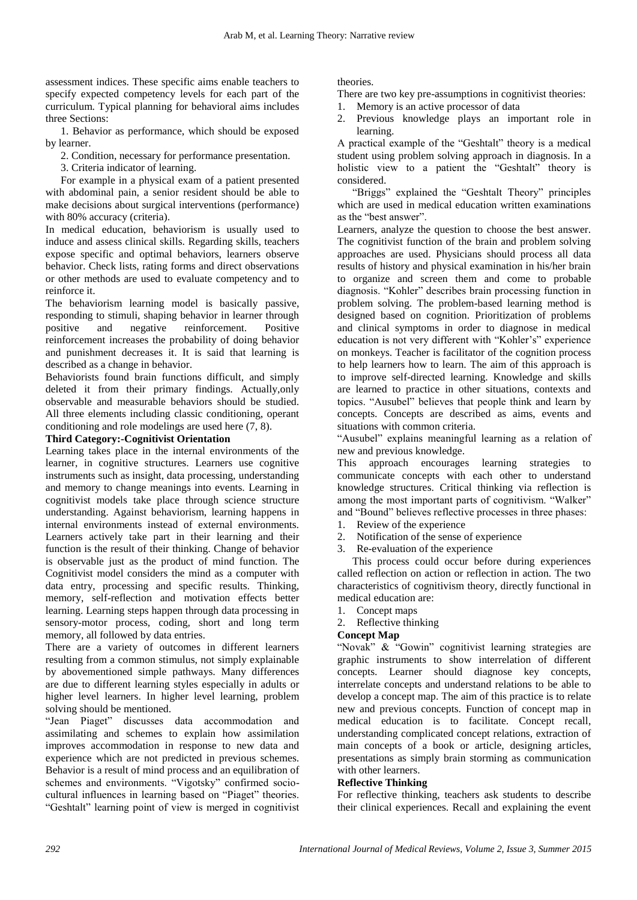assessment indices. These specific aims enable teachers to specify expected competency levels for each part of the curriculum. Typical planning for behavioral aims includes three Sections:

1. Behavior as performance, which should be exposed by learner.
2. Condition, necessary for performance presentation.
3. Criteria indicator of learning.

For example in a physical exam of a patient presented with abdominal pain, a senior resident should be able to make decisions about surgical interventions (performance) with 80% accuracy (criteria).

In medical education, behaviorism is usually used to induce and assess clinical skills. Regarding skills, teachers expose specific and optimal behaviors, learners observe behavior. Check lists, rating forms and direct observations or other methods are used to evaluate competency and to reinforce it.

The behaviorism learning model is basically passive, responding to stimuli, shaping behavior in learner through positive and negative reinforcement. Positive reinforcement increases the probability of doing behavior and punishment decreases it. It is said that learning is described as a change in behavior.

Behaviorists found brain functions difficult, and simply deleted it from their primary findings. Actually,only observable and measurable behaviors should be studied. All three elements including classic conditioning, operant conditioning and role modelings are used here (7, 8).

**Third Category:-Cognitivist Orientation**

Learning takes place in the internal environments of the learner, in cognitive structures. Learners use cognitive instruments such as insight, data processing, understanding and memory to change meanings into events. Learning in cognitivist models take place through science structure understanding. Against behaviorism, learning happens in internal environments instead of external environments. Learners actively take part in their learning and their function is the result of their thinking. Change of behavior is observable just as the product of mind function. The Cognitivist model considers the mind as a computer with data entry, processing and specific results. Thinking, memory, self-reflection and motivation effects better learning. Learning steps happen through data processing in sensory-motor process, coding, short and long term memory, all followed by data entries.

There are a variety of outcomes in different learners resulting from a common stimulus, not simply explainable by abovementioned simple pathways. Many differences are due to different learning styles especially in adults or higher level learners. In higher level learning, problem solving should be mentioned.

"Jean Piaget" discusses data accommodation and assimilating and schemes to explain how assimilation improves accommodation in response to new data and experience which are not predicted in previous schemes. Behavior is a result of mind process and an equilibration of schemes and environments. "Vigotsky" confirmed socio-cultural influences in learning based on "Piaget" theories. "Geshtalt" learning point of view is merged in cognitivist theories.

There are two key pre-assumptions in cognitivist theories:

1. Memory is an active processor of data
2. Previous knowledge plays an important role in learning.

A practical example of the "Geshtalt" theory is a medical student using problem solving approach in diagnosis. In a holistic view to a patient the "Geshtalt" theory is considered.

"Briggs" explained the "Geshtalt Theory" principles which are used in medical education written examinations as the "best answer".

Learners, analyze the question to choose the best answer. The cognitivist function of the brain and problem solving approaches are used. Physicians should process all data results of history and physical examination in his/her brain to organize and screen them and come to probable diagnosis. "Kohler" describes brain processing function in problem solving. The problem-based learning method is designed based on cognition. Prioritization of problems and clinical symptoms in order to diagnose in medical education is not very different with "Kohler's" experience on monkeys. Teacher is facilitator of the cognition process to help learners how to learn. The aim of this approach is to improve self-directed learning. Knowledge and skills are learned to practice in other situations, contexts and topics. "Ausubel" believes that people think and learn by concepts. Concepts are described as aims, events and situations with common criteria.

"Ausubel" explains meaningful learning as a relation of new and previous knowledge.

This approach encourages learning strategies to communicate concepts with each other to understand knowledge structures. Critical thinking via reflection is among the most important parts of cognitivism. "Walker" and "Bound" believes reflective processes in three phases:

1. Review of the experience
2. Notification of the sense of experience
3. Re-evaluation of the experience

This process could occur before during experiences called reflection on action or reflection in action. The two characteristics of cognitivism theory, directly functional in medical education are:

1. Concept maps
2. Reflective thinking

**Concept Map**

"Novak" & "Gowin" cognitivist learning strategies are graphic instruments to show interrelation of different concepts. Learner should diagnose key concepts, interrelate concepts and understand relations to be able to develop a concept map. The aim of this practice is to relate new and previous concepts. Function of concept map in medical education is to facilitate. Concept recall, understanding complicated concept relations, extraction of main concepts of a book or article, designing articles, presentations as simply brain storming as communication with other learners.

**Reflective Thinking**

For reflective thinking, teachers ask students to describe their clinical experiences. Recall and explaining the event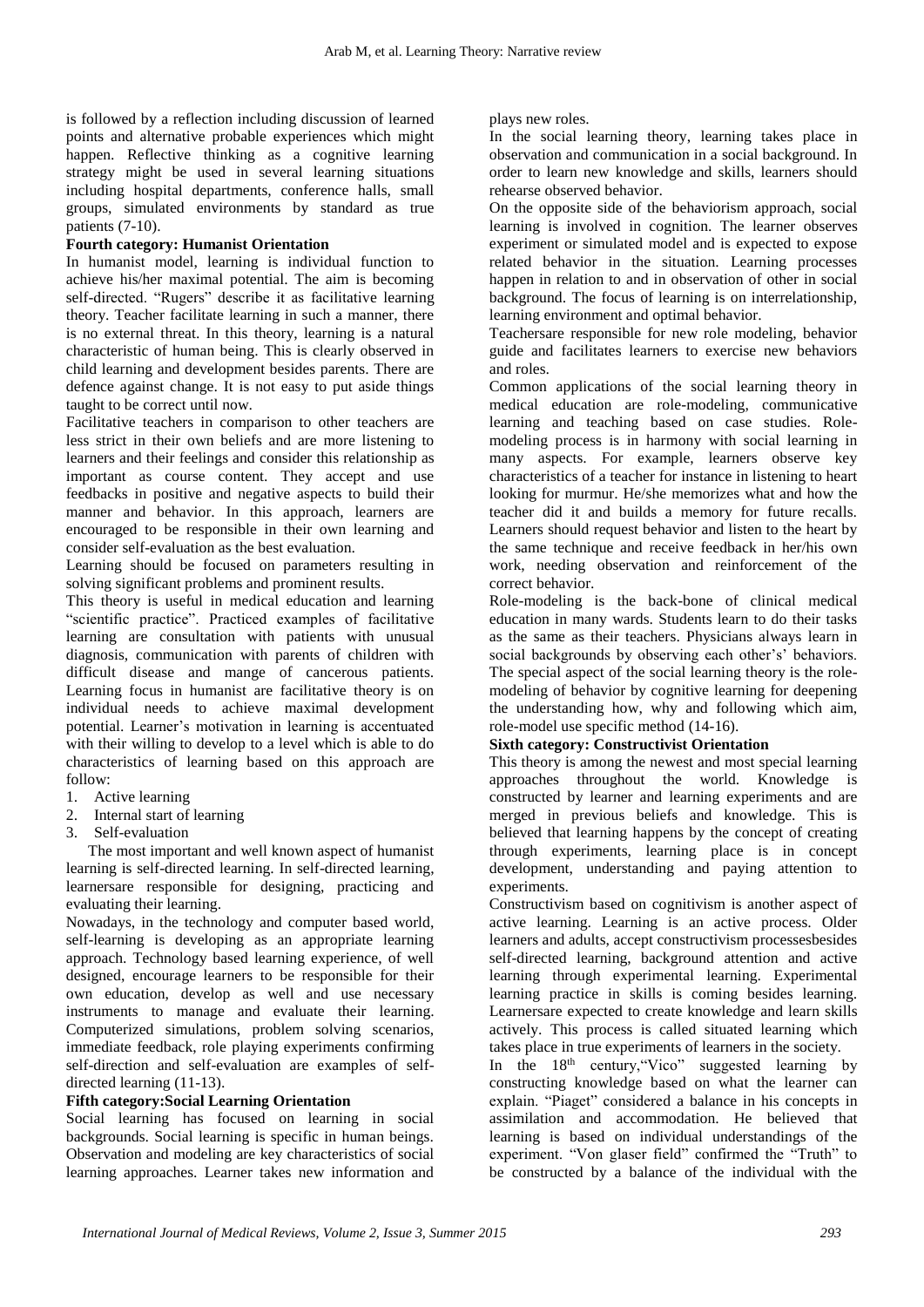is followed by a reflection including discussion of learned points and alternative probable experiences which might happen. Reflective thinking as a cognitive learning strategy might be used in several learning situations including hospital departments, conference halls, small groups, simulated environments by standard as true patients (7-10).

### Fourth category: Humanist Orientation

In humanist model, learning is individual function to achieve his/her maximal potential. The aim is becoming self-directed. "Rugers" describe it as facilitative learning theory. Teacher facilitate learning in such a manner, there is no external threat. In this theory, learning is a natural characteristic of human being. This is clearly observed in child learning and development besides parents. There are defence against change. It is not easy to put aside things taught to be correct until now.

Facilitative teachers in comparison to other teachers are less strict in their own beliefs and are more listening to learners and their feelings and consider this relationship as important as course content. They accept and use feedbacks in positive and negative aspects to build their manner and behavior. In this approach, learners are encouraged to be responsible in their own learning and consider self-evaluation as the best evaluation.

Learning should be focused on parameters resulting in solving significant problems and prominent results.

This theory is useful in medical education and learning "scientific practice". Practiced examples of facilitative learning are consultation with patients with unusual diagnosis, communication with parents of children with difficult disease and mange of cancerous patients. Learning focus in humanist are facilitative theory is on individual needs to achieve maximal development potential. Learner's motivation in learning is accentuated with their willing to develop to a level which is able to do characteristics of learning based on this approach are follow:

1. Active learning
2. Internal start of learning
3. Self-evaluation

The most important and well known aspect of humanist learning is self-directed learning. In self-directed learning, learnersare responsible for designing, practicing and evaluating their learning.

Nowadays, in the technology and computer based world, self-learning is developing as an appropriate learning approach. Technology based learning experience, of well designed, encourage learners to be responsible for their own education, develop as well and use necessary instruments to manage and evaluate their learning. Computerized simulations, problem solving scenarios, immediate feedback, role playing experiments confirming self-direction and self-evaluation are examples of self-directed learning (11-13).

### Fifth category:Social Learning Orientation

Social learning has focused on learning in social backgrounds. Social learning is specific in human beings. Observation and modeling are key characteristics of social learning approaches. Learner takes new information and plays new roles.

In the social learning theory, learning takes place in observation and communication in a social background. In order to learn new knowledge and skills, learners should rehearse observed behavior.

On the opposite side of the behaviorism approach, social learning is involved in cognition. The learner observes experiment or simulated model and is expected to expose related behavior in the situation. Learning processes happen in relation to and in observation of other in social background. The focus of learning is on interrelationship, learning environment and optimal behavior.

Teachersare responsible for new role modeling, behavior guide and facilitates learners to exercise new behaviors and roles.

Common applications of the social learning theory in medical education are role-modeling, communicative learning and teaching based on case studies. Role-modeling process is in harmony with social learning in many aspects. For example, learners observe key characteristics of a teacher for instance in listening to heart looking for murmur. He/she memorizes what and how the teacher did it and builds a memory for future recalls. Learners should request behavior and listen to the heart by the same technique and receive feedback in her/his own work, needing observation and reinforcement of the correct behavior.

Role-modeling is the back-bone of clinical medical education in many wards. Students learn to do their tasks as the same as their teachers. Physicians always learn in social backgrounds by observing each other's' behaviors. The special aspect of the social learning theory is the role-modeling of behavior by cognitive learning for deepening the understanding how, why and following which aim, role-model use specific method (14-16).

### Sixth category: Constructivist Orientation

This theory is among the newest and most special learning approaches throughout the world. Knowledge is constructed by learner and learning experiments and are merged in previous beliefs and knowledge. This is believed that learning happens by the concept of creating through experiments, learning place is in concept development, understanding and paying attention to experiments.

Constructivism based on cognitivism is another aspect of active learning. Learning is an active process. Older learners and adults, accept constructivism processesbesides self-directed learning, background attention and active learning through experimental learning. Experimental learning practice in skills is coming besides learning. Learnersare expected to create knowledge and learn skills actively. This process is called situated learning which takes place in true experiments of learners in the society.

In the 18th century,"Vico" suggested learning by constructing knowledge based on what the learner can explain. "Piaget" considered a balance in his concepts in assimilation and accommodation. He believed that learning is based on individual understandings of the experiment. "Von glaser field" confirmed the "Truth" to be constructed by a balance of the individual with the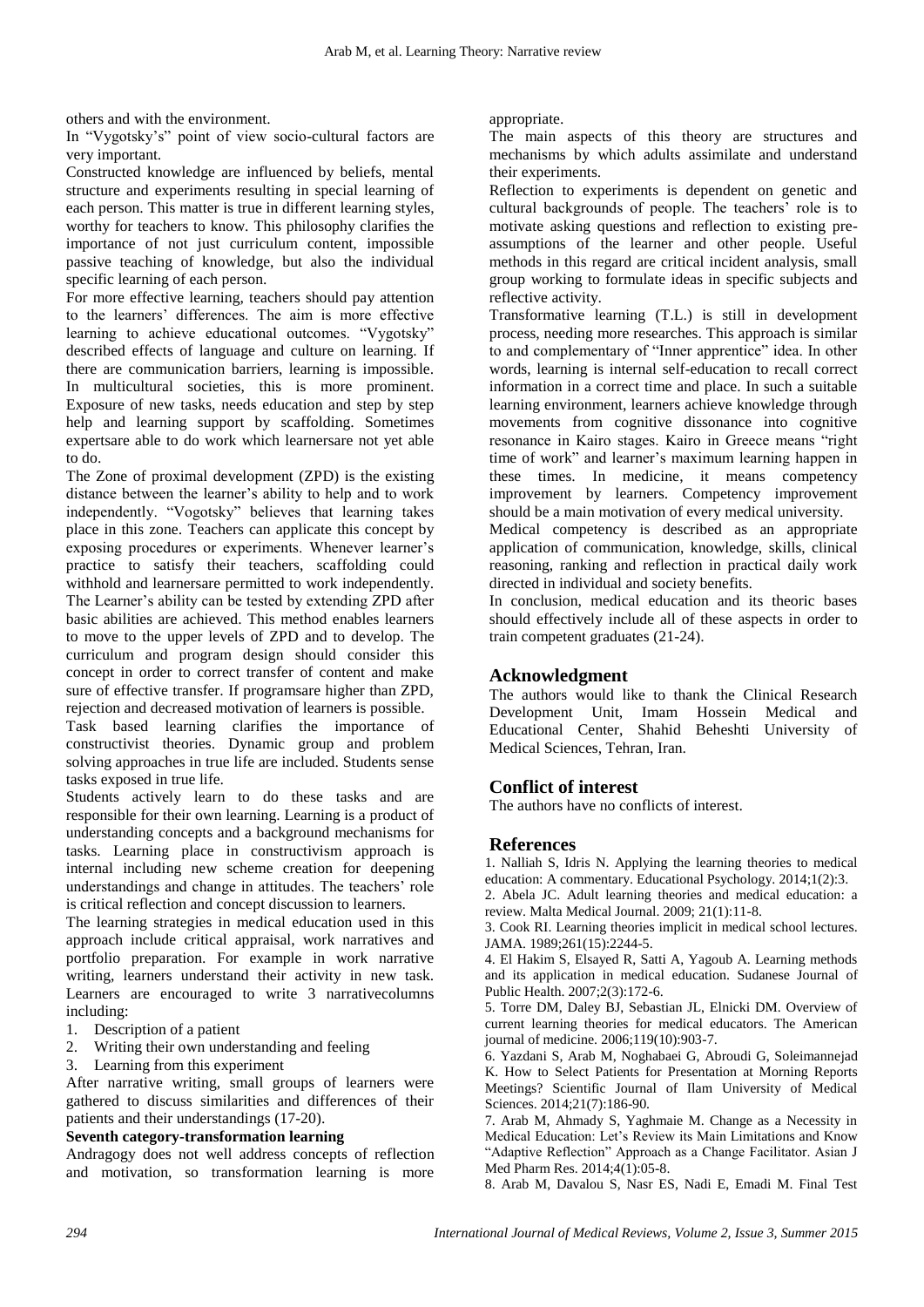others and with the environment.

In "Vygotsky's" point of view socio-cultural factors are very important.

Constructed knowledge are influenced by beliefs, mental structure and experiments resulting in special learning of each person. This matter is true in different learning styles, worthy for teachers to know. This philosophy clarifies the importance of not just curriculum content, impossible passive teaching of knowledge, but also the individual specific learning of each person.

For more effective learning, teachers should pay attention to the learners' differences. The aim is more effective learning to achieve educational outcomes. "Vygotsky" described effects of language and culture on learning. If there are communication barriers, learning is impossible. In multicultural societies, this is more prominent. Exposure of new tasks, needs education and step by step help and learning support by scaffolding. Sometimes expertsare able to do work which learnersare not yet able to do.

The Zone of proximal development (ZPD) is the existing distance between the learner's ability to help and to work independently. "Vogotsky" believes that learning takes place in this zone. Teachers can applicate this concept by exposing procedures or experiments. Whenever learner's practice to satisfy their teachers, scaffolding could withhold and learnersare permitted to work independently. The Learner's ability can be tested by extending ZPD after basic abilities are achieved. This method enables learners to move to the upper levels of ZPD and to develop. The curriculum and program design should consider this concept in order to correct transfer of content and make sure of effective transfer. If programsare higher than ZPD, rejection and decreased motivation of learners is possible.

Task based learning clarifies the importance of constructivist theories. Dynamic group and problem solving approaches in true life are included. Students sense tasks exposed in true life.

Students actively learn to do these tasks and are responsible for their own learning. Learning is a product of understanding concepts and a background mechanisms for tasks. Learning place in constructivism approach is internal including new scheme creation for deepening understandings and change in attitudes. The teachers' role is critical reflection and concept discussion to learners.

The learning strategies in medical education used in this approach include critical appraisal, work narratives and portfolio preparation. For example in work narrative writing, learners understand their activity in new task. Learners are encouraged to write 3 narrativecolumns including:

1. Description of a patient
2. Writing their own understanding and feeling
3. Learning from this experiment

After narrative writing, small groups of learners were gathered to discuss similarities and differences of their patients and their understandings (17-20).

**Seventh category-transformation learning**

Andragogy does not well address concepts of reflection and motivation, so transformation learning is more appropriate.

The main aspects of this theory are structures and mechanisms by which adults assimilate and understand their experiments.

Reflection to experiments is dependent on genetic and cultural backgrounds of people. The teachers' role is to motivate asking questions and reflection to existing pre-assumptions of the learner and other people. Useful methods in this regard are critical incident analysis, small group working to formulate ideas in specific subjects and reflective activity.

Transformative learning (T.L.) is still in development process, needing more researches. This approach is similar to and complementary of "Inner apprentice" idea. In other words, learning is internal self-education to recall correct information in a correct time and place. In such a suitable learning environment, learners achieve knowledge through movements from cognitive dissonance into cognitive resonance in Kairo stages. Kairo in Greece means "right time of work" and learner's maximum learning happen in these times. In medicine, it means competency improvement by learners. Competency improvement should be a main motivation of every medical university.

Medical competency is described as an appropriate application of communication, knowledge, skills, clinical reasoning, ranking and reflection in practical daily work directed in individual and society benefits.

In conclusion, medical education and its theoric bases should effectively include all of these aspects in order to train competent graduates (21-24).

## Acknowledgment

The authors would like to thank the Clinical Research Development Unit, Imam Hossein Medical and Educational Center, Shahid Beheshti University of Medical Sciences, Tehran, Iran.

## Conflict of interest

The authors have no conflicts of interest.

## References

1. Nalliah S, Idris N. Applying the learning theories to medical education: A commentary. Educational Psychology. 2014;1(2):3.
2. Abela JC. Adult learning theories and medical education: a review. Malta Medical Journal. 2009; 21(1):11-8.
3. Cook RI. Learning theories implicit in medical school lectures. JAMA. 1989;261(15):2244-5.
4. El Hakim S, Elsayed R, Satti A, Yagoub A. Learning methods and its application in medical education. Sudanese Journal of Public Health. 2007;2(3):172-6.
5. Torre DM, Daley BJ, Sebastian JL, Elnicki DM. Overview of current learning theories for medical educators. The American journal of medicine. 2006;119(10):903-7.
6. Yazdani S, Arab M, Noghabaei G, Abroudi G, Soleimannejad K. How to Select Patients for Presentation at Morning Reports Meetings? Scientific Journal of Ilam University of Medical Sciences. 2014;21(7):186-90.
7. Arab M, Ahmady S, Yaghmaie M. Change as a Necessity in Medical Education: Let's Review its Main Limitations and Know "Adaptive Reflection" Approach as a Change Facilitator. Asian J Med Pharm Res. 2014;4(1):05-8.
8. Arab M, Davalou S, Nasr ES, Nadi E, Emadi M. Final Test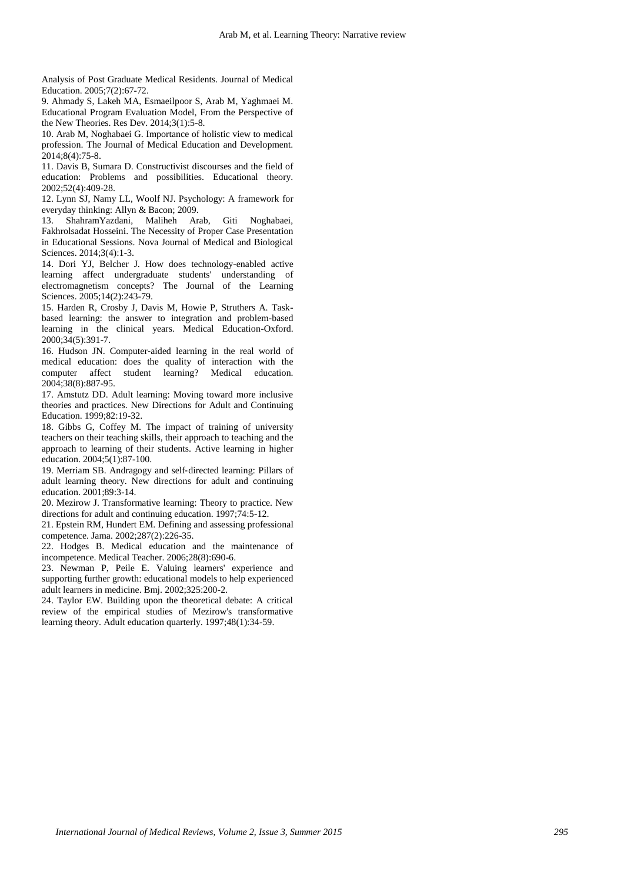Analysis of Post Graduate Medical Residents. Journal of Medical Education. 2005;7(2):67-72.

9. Ahmady S, Lakeh MA, Esmaeilpoor S, Arab M, Yaghmaei M. Educational Program Evaluation Model, From the Perspective of the New Theories. Res Dev. 2014;3(1):5-8.

10. Arab M, Noghabaei G. Importance of holistic view to medical profession. The Journal of Medical Education and Development. 2014;8(4):75-8.

11. Davis B, Sumara D. Constructivist discourses and the field of education: Problems and possibilities. Educational theory. 2002;52(4):409-28.

12. Lynn SJ, Namy LL, Woolf NJ. Psychology: A framework for everyday thinking: Allyn & Bacon; 2009.

13. ShahramYazdani, Maliheh Arab, Giti Noghabaei, Fakhrolsadat Hosseini. The Necessity of Proper Case Presentation in Educational Sessions. Nova Journal of Medical and Biological Sciences. 2014;3(4):1-3.

14. Dori YJ, Belcher J. How does technology-enabled active learning affect undergraduate students' understanding of electromagnetism concepts? The Journal of the Learning Sciences. 2005;14(2):243-79.

15. Harden R, Crosby J, Davis M, Howie P, Struthers A. Task-based learning: the answer to integration and problem-based learning in the clinical years. Medical Education-Oxford. 2000;34(5):391-7.

16. Hudson JN. Computer-aided learning in the real world of medical education: does the quality of interaction with the computer affect student learning? Medical education. 2004;38(8):887-95.

17. Amstutz DD. Adult learning: Moving toward more inclusive theories and practices. New Directions for Adult and Continuing Education. 1999;82:19-32.

18. Gibbs G, Coffey M. The impact of training of university teachers on their teaching skills, their approach to teaching and the approach to learning of their students. Active learning in higher education. 2004;5(1):87-100.

19. Merriam SB. Andragogy and self-directed learning: Pillars of adult learning theory. New directions for adult and continuing education. 2001;89:3-14.

20. Mezirow J. Transformative learning: Theory to practice. New directions for adult and continuing education. 1997;74:5-12.

21. Epstein RM, Hundert EM. Defining and assessing professional competence. Jama. 2002;287(2):226-35.

22. Hodges B. Medical education and the maintenance of incompetence. Medical Teacher. 2006;28(8):690-6.

23. Newman P, Peile E. Valuing learners' experience and supporting further growth: educational models to help experienced adult learners in medicine. Bmj. 2002;325:200-2.

24. Taylor EW. Building upon the theoretical debate: A critical review of the empirical studies of Mezirow's transformative learning theory. Adult education quarterly. 1997;48(1):34-59.